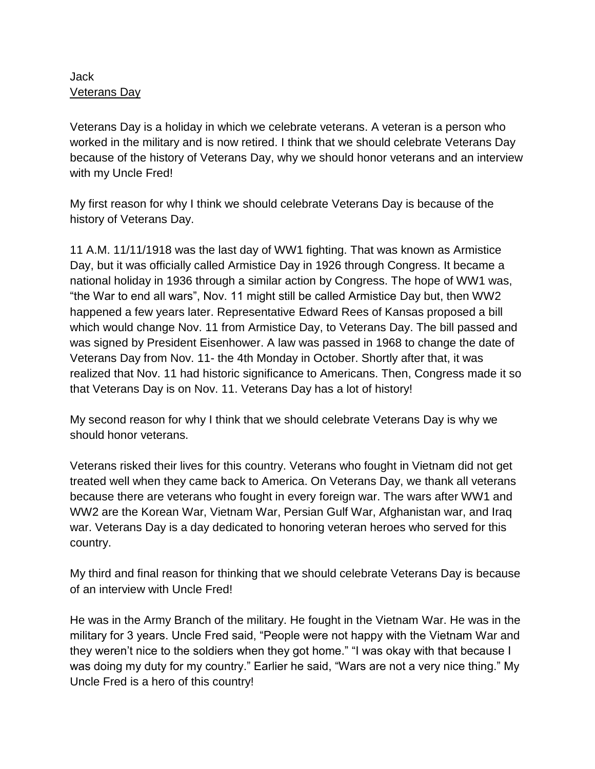Jack

Veterans Day

Veterans Day is a holiday in which we celebrate veterans. A veteran is a person who worked in the military and is now retired. I think that we should celebrate Veterans Day because of the history of Veterans Day, why we should honor veterans and an interview with my Uncle Fred!

My first reason for why I think we should celebrate Veterans Day is because of the history of Veterans Day.

11 A.M. 11/11/1918 was the last day of WW1 fighting. That was known as Armistice Day, but it was officially called Armistice Day in 1926 through Congress. It became a national holiday in 1936 through a similar action by Congress. The hope of WW1 was, "the War to end all wars", Nov. 11 might still be called Armistice Day but, then WW2 happened a few years later. Representative Edward Rees of Kansas proposed a bill which would change Nov. 11 from Armistice Day, to Veterans Day. The bill passed and was signed by President Eisenhower. A law was passed in 1968 to change the date of Veterans Day from Nov. 11- the 4th Monday in October. Shortly after that, it was realized that Nov. 11 had historic significance to Americans. Then, Congress made it so that Veterans Day is on Nov. 11. Veterans Day has a lot of history!

My second reason for why I think that we should celebrate Veterans Day is why we should honor veterans.

Veterans risked their lives for this country. Veterans who fought in Vietnam did not get treated well when they came back to America. On Veterans Day, we thank all veterans because there are veterans who fought in every foreign war. The wars after WW1 and WW2 are the Korean War, Vietnam War, Persian Gulf War, Afghanistan war, and Iraq war. Veterans Day is a day dedicated to honoring veteran heroes who served for this country.

My third and final reason for thinking that we should celebrate Veterans Day is because of an interview with Uncle Fred!

He was in the Army Branch of the military. He fought in the Vietnam War. He was in the military for 3 years. Uncle Fred said, "People were not happy with the Vietnam War and they weren't nice to the soldiers when they got home." "I was okay with that because I was doing my duty for my country." Earlier he said, "Wars are not a very nice thing." My Uncle Fred is a hero of this country!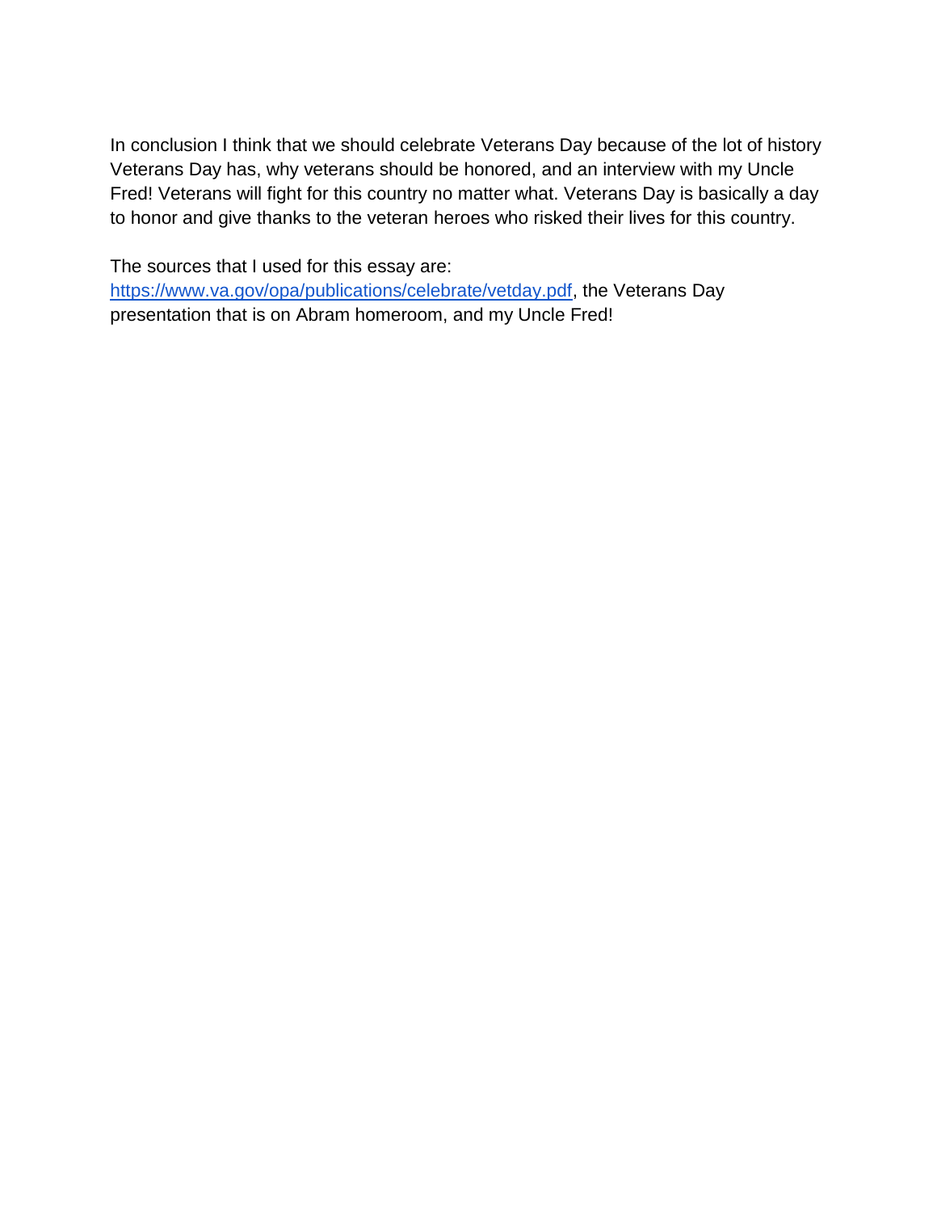In conclusion I think that we should celebrate Veterans Day because of the lot of history Veterans Day has, why veterans should be honored, and an interview with my Uncle Fred! Veterans will fight for this country no matter what. Veterans Day is basically a day to honor and give thanks to the veteran heroes who risked their lives for this country.

The sources that I used for this essay are: [https://www.va.gov/opa/publications/celebrate/vetday.pdf](https://www.va.gov/opa/publications/celebrate/vetday.pdf), the Veterans Day presentation that is on Abram homeroom, and my Uncle Fred!